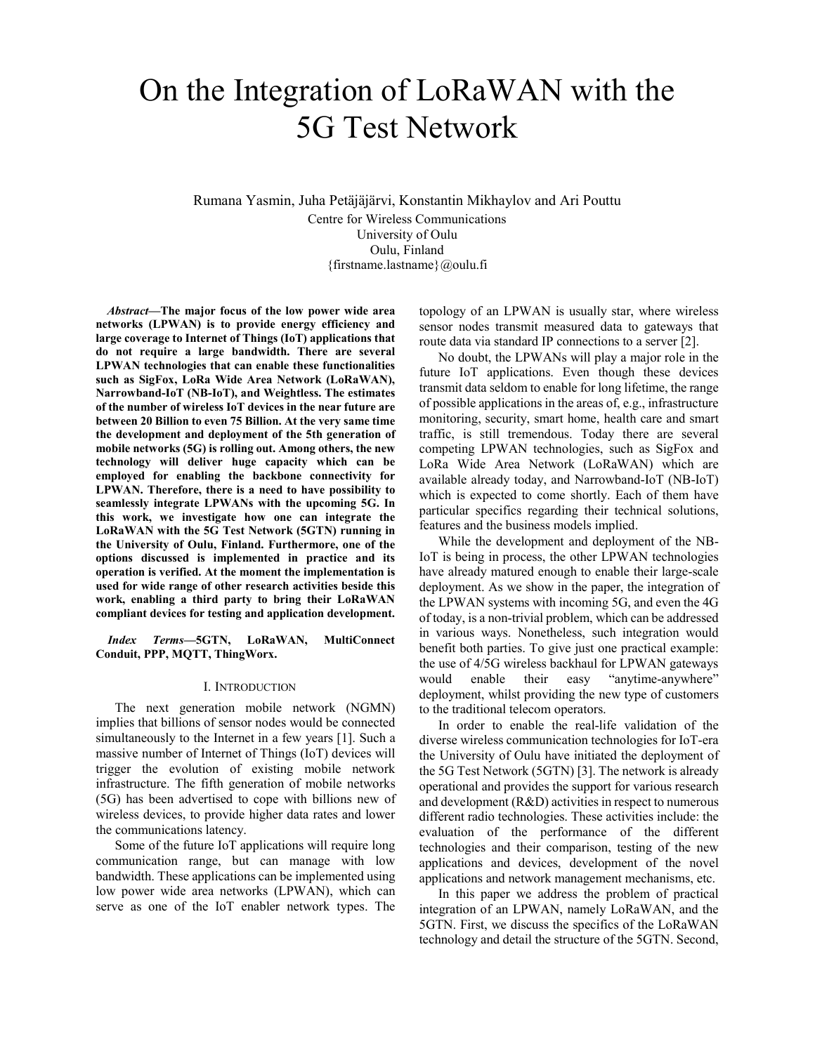# On the Integration of LoRaWAN with the 5G Test Network

Rumana Yasmin, Juha Petäjäjärvi, Konstantin Mikhaylov and Ari Pouttu

Centre for Wireless Communications
University of Oulu
Oulu, Finland
{firstname.lastname}@oulu.fi

***Abstract*—The major focus of the low power wide area networks (LPWAN) is to provide energy efficiency and large coverage to Internet of Things (IoT) applications that do not require a large bandwidth. There are several LPWAN technologies that can enable these functionalities such as SigFox, LoRa Wide Area Network (LoRaWAN), Narrowband-IoT (NB-IoT), and Weightless. The estimates of the number of wireless IoT devices in the near future are between 20 Billion to even 75 Billion. At the very same time the development and deployment of the 5th generation of mobile networks (5G) is rolling out. Among others, the new technology will deliver huge capacity which can be employed for enabling the backbone connectivity for LPWAN. Therefore, there is a need to have possibility to seamlessly integrate LPWANs with the upcoming 5G. In this work, we investigate how one can integrate the LoRaWAN with the 5G Test Network (5GTN) running in the University of Oulu, Finland. Furthermore, one of the options discussed is implemented in practice and its operation is verified. At the moment the implementation is used for wide range of other research activities beside this work, enabling a third party to bring their LoRaWAN compliant devices for testing and application development.**

***Index Terms*—5GTN, LoRaWAN, MultiConnect Conduit, PPP, MQTT, ThingWorx.**

## I. Introduction

The next generation mobile network (NGMN) implies that billions of sensor nodes would be connected simultaneously to the Internet in a few years [1]. Such a massive number of Internet of Things (IoT) devices will trigger the evolution of existing mobile network infrastructure. The fifth generation of mobile networks (5G) has been advertised to cope with billions new of wireless devices, to provide higher data rates and lower the communications latency.

Some of the future IoT applications will require long communication range, but can manage with low bandwidth. These applications can be implemented using low power wide area networks (LPWAN), which can serve as one of the IoT enabler network types. The topology of an LPWAN is usually star, where wireless sensor nodes transmit measured data to gateways that route data via standard IP connections to a server [2].

No doubt, the LPWANs will play a major role in the future IoT applications. Even though these devices transmit data seldom to enable for long lifetime, the range of possible applications in the areas of, e.g., infrastructure monitoring, security, smart home, health care and smart traffic, is still tremendous. Today there are several competing LPWAN technologies, such as SigFox and LoRa Wide Area Network (LoRaWAN) which are available already today, and Narrowband-IoT (NB-IoT) which is expected to come shortly. Each of them have particular specifics regarding their technical solutions, features and the business models implied.

While the development and deployment of the NB-IoT is being in process, the other LPWAN technologies have already matured enough to enable their large-scale deployment. As we show in the paper, the integration of the LPWAN systems with incoming 5G, and even the 4G of today, is a non-trivial problem, which can be addressed in various ways. Nonetheless, such integration would benefit both parties. To give just one practical example: the use of 4/5G wireless backhaul for LPWAN gateways would enable their easy "anytime-anywhere" deployment, whilst providing the new type of customers to the traditional telecom operators.

In order to enable the real-life validation of the diverse wireless communication technologies for IoT-era the University of Oulu have initiated the deployment of the 5G Test Network (5GTN) [3]. The network is already operational and provides the support for various research and development (R&D) activities in respect to numerous different radio technologies. These activities include: the evaluation of the performance of the different technologies and their comparison, testing of the new applications and devices, development of the novel applications and network management mechanisms, etc.

In this paper we address the problem of practical integration of an LPWAN, namely LoRaWAN, and the 5GTN. First, we discuss the specifics of the LoRaWAN technology and detail the structure of the 5GTN. Second,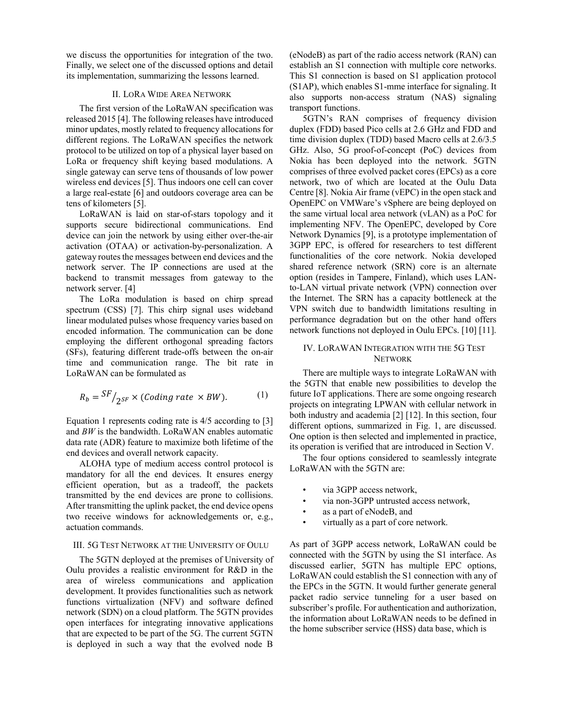we discuss the opportunities for integration of the two. Finally, we select one of the discussed options and detail its implementation, summarizing the lessons learned.

## II. LoRa Wide Area Network

The first version of the LoRaWAN specification was released 2015 [4]. The following releases have introduced minor updates, mostly related to frequency allocations for different regions. The LoRaWAN specifies the network protocol to be utilized on top of a physical layer based on LoRa or frequency shift keying based modulations. A single gateway can serve tens of thousands of low power wireless end devices [5]. Thus indoors one cell can cover a large real-estate [6] and outdoors coverage area can be tens of kilometers [5].

LoRaWAN is laid on star-of-stars topology and it supports secure bidirectional communications. End device can join the network by using either over-the-air activation (OTAA) or activation-by-personalization. A gateway routes the messages between end devices and the network server. The IP connections are used at the backend to transmit messages from gateway to the network server. [4]

The LoRa modulation is based on chirp spread spectrum (CSS) [7]. This chirp signal uses wideband linear modulated pulses whose frequency varies based on encoded information. The communication can be done employing the different orthogonal spreading factors (SFs), featuring different trade-offs between the on-air time and communication range. The bit rate in LoRaWAN can be formulated as

$$R_b = {SF}/{2^{SF}} \times (Coding\ rate\ \times BW). \qquad (1)$$

Equation 1 represents coding rate is 4/5 according to [3] and $BW$ is the bandwidth. LoRaWAN enables automatic data rate (ADR) feature to maximize both lifetime of the end devices and overall network capacity.

ALOHA type of medium access control protocol is mandatory for all the end devices. It ensures energy efficient operation, but as a tradeoff, the packets transmitted by the end devices are prone to collisions. After transmitting the uplink packet, the end device opens two receive windows for acknowledgements or, e.g., actuation commands.

## III. 5G Test Network at the University of Oulu

The 5GTN deployed at the premises of University of Oulu provides a realistic environment for R&D in the area of wireless communications and application development. It provides functionalities such as network functions virtualization (NFV) and software defined network (SDN) on a cloud platform. The 5GTN provides open interfaces for integrating innovative applications that are expected to be part of the 5G. The current 5GTN is deployed in such a way that the evolved node B (eNodeB) as part of the radio access network (RAN) can establish an S1 connection with multiple core networks. This S1 connection is based on S1 application protocol (S1AP), which enables S1-mme interface for signaling. It also supports non-access stratum (NAS) signaling transport functions.

5GTN's RAN comprises of frequency division duplex (FDD) based Pico cells at 2.6 GHz and FDD and time division duplex (TDD) based Macro cells at 2.6/3.5 GHz. Also, 5G proof-of-concept (PoC) devices from Nokia has been deployed into the network. 5GTN comprises of three evolved packet cores (EPCs) as a core network, two of which are located at the Oulu Data Centre [8]. Nokia Air frame (vEPC) in the open stack and OpenEPC on VMWare's vSphere are being deployed on the same virtual local area network (vLAN) as a PoC for implementing NFV. The OpenEPC, developed by Core Network Dynamics [9], is a prototype implementation of 3GPP EPC, is offered for researchers to test different functionalities of the core network. Nokia developed shared reference network (SRN) core is an alternate option (resides in Tampere, Finland), which uses LAN-to-LAN virtual private network (VPN) connection over the Internet. The SRN has a capacity bottleneck at the VPN switch due to bandwidth limitations resulting in performance degradation but on the other hand offers network functions not deployed in Oulu EPCs. [10] [11].

## IV. LoRaWAN Integration with the 5G Test Network

There are multiple ways to integrate LoRaWAN with the 5GTN that enable new possibilities to develop the future IoT applications. There are some ongoing research projects on integrating LPWAN with cellular network in both industry and academia [2] [12]. In this section, four different options, summarized in Fig. 1, are discussed. One option is then selected and implemented in practice, its operation is verified that are introduced in Section V.

The four options considered to seamlessly integrate LoRaWAN with the 5GTN are:

- via 3GPP access network,
- via non-3GPP untrusted access network,
- as a part of eNodeB, and
- virtually as a part of core network.

As part of 3GPP access network, LoRaWAN could be connected with the 5GTN by using the S1 interface. As discussed earlier, 5GTN has multiple EPC options, LoRaWAN could establish the S1 connection with any of the EPCs in the 5GTN. It would further generate general packet radio service tunneling for a user based on subscriber's profile. For authentication and authorization, the information about LoRaWAN needs to be defined in the home subscriber service (HSS) data base, which is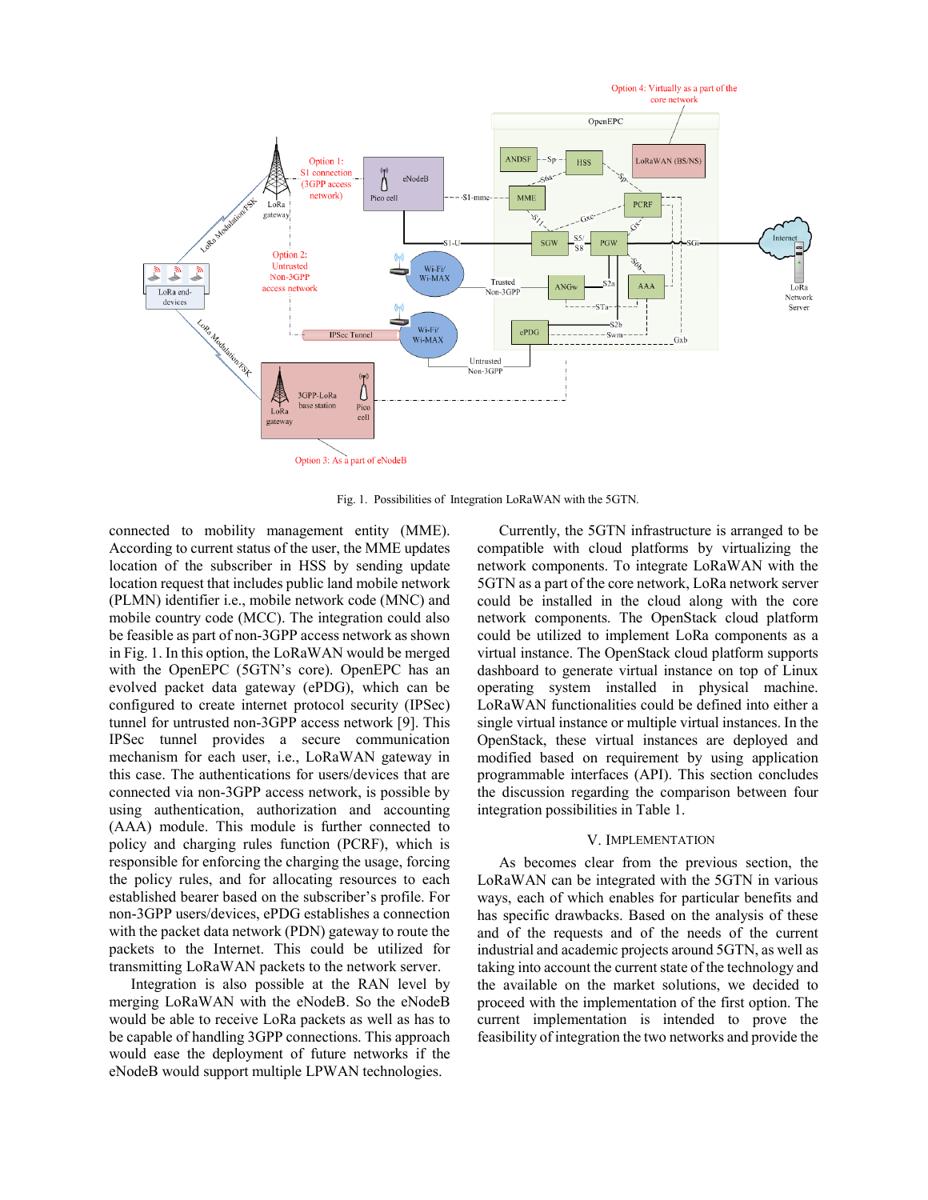Fig. 1. Possibilities of Integration LoRaWAN with the 5GTN.

connected to mobility management entity (MME). According to current status of the user, the MME updates location of the subscriber in HSS by sending update location request that includes public land mobile network (PLMN) identifier i.e., mobile network code (MNC) and mobile country code (MCC). The integration could also be feasible as part of non-3GPP access network as shown in Fig. 1. In this option, the LoRaWAN would be merged with the OpenEPC (5GTN's core). OpenEPC has an evolved packet data gateway (ePDG), which can be configured to create internet protocol security (IPSec) tunnel for untrusted non-3GPP access network [9]. This IPSec tunnel provides a secure communication mechanism for each user, i.e., LoRaWAN gateway in this case. The authentications for users/devices that are connected via non-3GPP access network, is possible by using authentication, authorization and accounting (AAA) module. This module is further connected to policy and charging rules function (PCRF), which is responsible for enforcing the charging the usage, forcing the policy rules, and for allocating resources to each established bearer based on the subscriber's profile. For non-3GPP users/devices, ePDG establishes a connection with the packet data network (PDN) gateway to route the packets to the Internet. This could be utilized for transmitting LoRaWAN packets to the network server.

Integration is also possible at the RAN level by merging LoRaWAN with the eNodeB. So the eNodeB would be able to receive LoRa packets as well as has to be capable of handling 3GPP connections. This approach would ease the deployment of future networks if the eNodeB would support multiple LPWAN technologies.

Currently, the 5GTN infrastructure is arranged to be compatible with cloud platforms by virtualizing the network components. To integrate LoRaWAN with the 5GTN as a part of the core network, LoRa network server could be installed in the cloud along with the core network components. The OpenStack cloud platform could be utilized to implement LoRa components as a virtual instance. The OpenStack cloud platform supports dashboard to generate virtual instance on top of Linux operating system installed in physical machine. LoRaWAN functionalities could be defined into either a single virtual instance or multiple virtual instances. In the OpenStack, these virtual instances are deployed and modified based on requirement by using application programmable interfaces (API). This section concludes the discussion regarding the comparison between four integration possibilities in Table 1.

## V. Implementation

As becomes clear from the previous section, the LoRaWAN can be integrated with the 5GTN in various ways, each of which enables for particular benefits and has specific drawbacks. Based on the analysis of these and of the requests and of the needs of the current industrial and academic projects around 5GTN, as well as taking into account the current state of the technology and the available on the market solutions, we decided to proceed with the implementation of the first option. The current implementation is intended to prove the feasibility of integration the two networks and provide the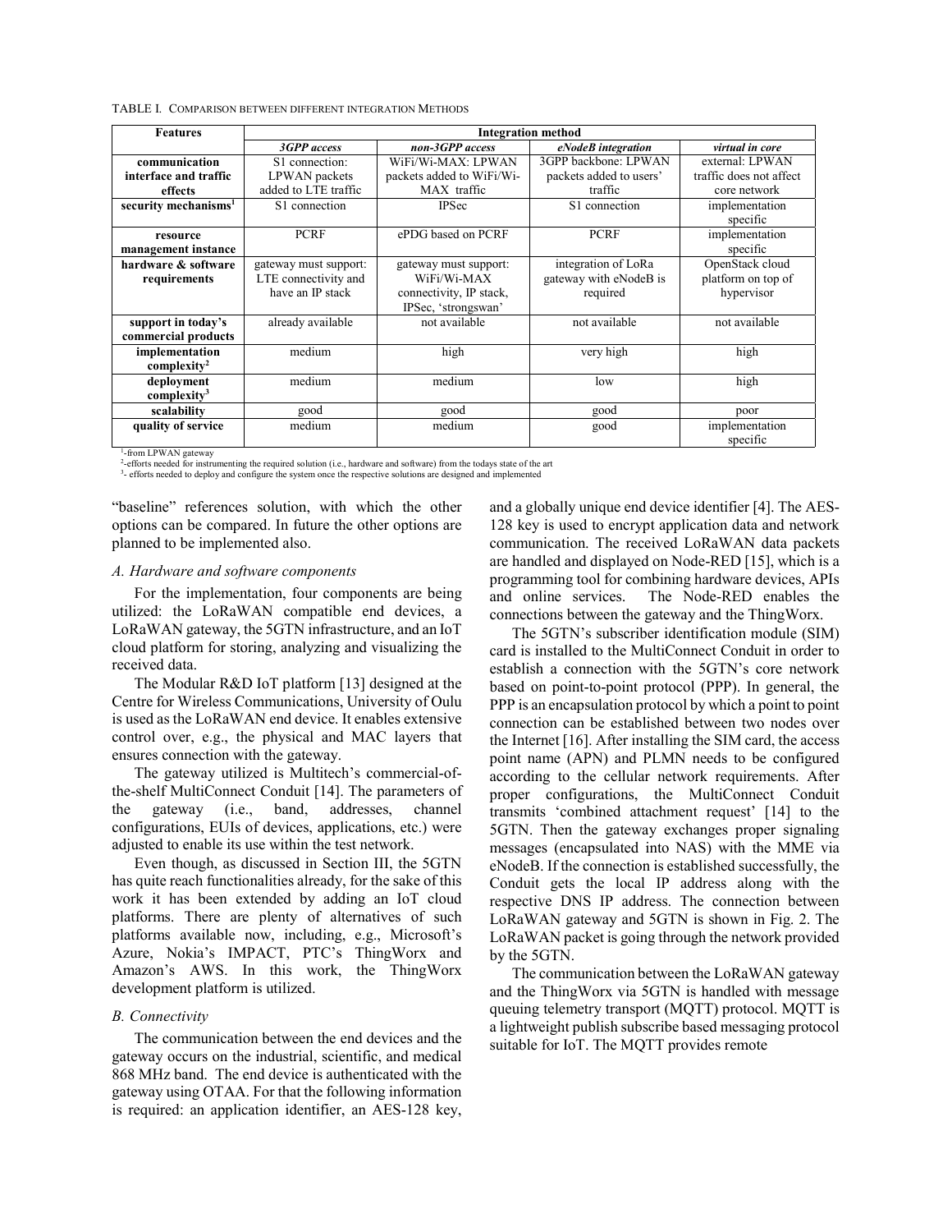TABLE I. COMPARISON BETWEEN DIFFERENT INTEGRATION METHODS

| Features | Integration method | | | |
|---|---|---|---|---|
| | *3GPP access* | *non-3GPP access* | *eNodeB integration* | *virtual in core* |
| **communication interface and traffic effects** | S1 connection: LPWAN packets added to LTE traffic | WiFi/Wi-MAX: LPWAN packets added to WiFi/Wi-MAX traffic | 3GPP backbone: LPWAN packets added to users' traffic | external: LPWAN traffic does not affect core network |
| **security mechanisms[1]** | S1 connection | IPSec | S1 connection | implementation specific |
| **resource management instance** | PCRF | ePDG based on PCRF | PCRF | implementation specific |
| **hardware & software requirements** | gateway must support: LTE connectivity and have an IP stack | gateway must support: WiFi/Wi-MAX connectivity, IP stack, IPSec, 'strongswan' | integration of LoRa gateway with eNodeB is required | OpenStack cloud platform on top of hypervisor |
| **support in today's commercial products** | already available | not available | not available | not available |
| **implementation complexity[2]** | medium | high | very high | high |
| **deployment complexity[3]** | medium | medium | low | high |
| **scalability** | good | good | good | poor |
| **quality of service** | medium | medium | good | implementation specific |

[1]-from LPWAN gateway
[2]-efforts needed for instrumenting the required solution (i.e., hardware and software) from the todays state of the art
[3]- efforts needed to deploy and configure the system once the respective solutions are designed and implemented

"baseline" references solution, with which the other options can be compared. In future the other options are planned to be implemented also.

### *A. Hardware and software components*

For the implementation, four components are being utilized: the LoRaWAN compatible end devices, a LoRaWAN gateway, the 5GTN infrastructure, and an IoT cloud platform for storing, analyzing and visualizing the received data.

The Modular R&D IoT platform [13] designed at the Centre for Wireless Communications, University of Oulu is used as the LoRaWAN end device. It enables extensive control over, e.g., the physical and MAC layers that ensures connection with the gateway.

The gateway utilized is Multitech's commercial-of-the-shelf MultiConnect Conduit [14]. The parameters of the gateway (i.e., band, addresses, channel configurations, EUIs of devices, applications, etc.) were adjusted to enable its use within the test network.

Even though, as discussed in Section III, the 5GTN has quite reach functionalities already, for the sake of this work it has been extended by adding an IoT cloud platforms. There are plenty of alternatives of such platforms available now, including, e.g., Microsoft's Azure, Nokia's IMPACT, PTC's ThingWorx and Amazon's AWS. In this work, the ThingWorx development platform is utilized.

### *B. Connectivity*

The communication between the end devices and the gateway occurs on the industrial, scientific, and medical 868 MHz band. The end device is authenticated with the gateway using OTAA. For that the following information is required: an application identifier, an AES-128 key, and a globally unique end device identifier [4]. The AES-128 key is used to encrypt application data and network communication. The received LoRaWAN data packets are handled and displayed on Node-RED [15], which is a programming tool for combining hardware devices, APIs and online services. The Node-RED enables the connections between the gateway and the ThingWorx.

The 5GTN's subscriber identification module (SIM) card is installed to the MultiConnect Conduit in order to establish a connection with the 5GTN's core network based on point-to-point protocol (PPP). In general, the PPP is an encapsulation protocol by which a point to point connection can be established between two nodes over the Internet [16]. After installing the SIM card, the access point name (APN) and PLMN needs to be configured according to the cellular network requirements. After proper configurations, the MultiConnect Conduit transmits 'combined attachment request' [14] to the 5GTN. Then the gateway exchanges proper signaling messages (encapsulated into NAS) with the MME via eNodeB. If the connection is established successfully, the Conduit gets the local IP address along with the respective DNS IP address. The connection between LoRaWAN gateway and 5GTN is shown in Fig. 2. The LoRaWAN packet is going through the network provided by the 5GTN.

The communication between the LoRaWAN gateway and the ThingWorx via 5GTN is handled with message queuing telemetry transport (MQTT) protocol. MQTT is a lightweight publish subscribe based messaging protocol suitable for IoT. The MQTT provides remote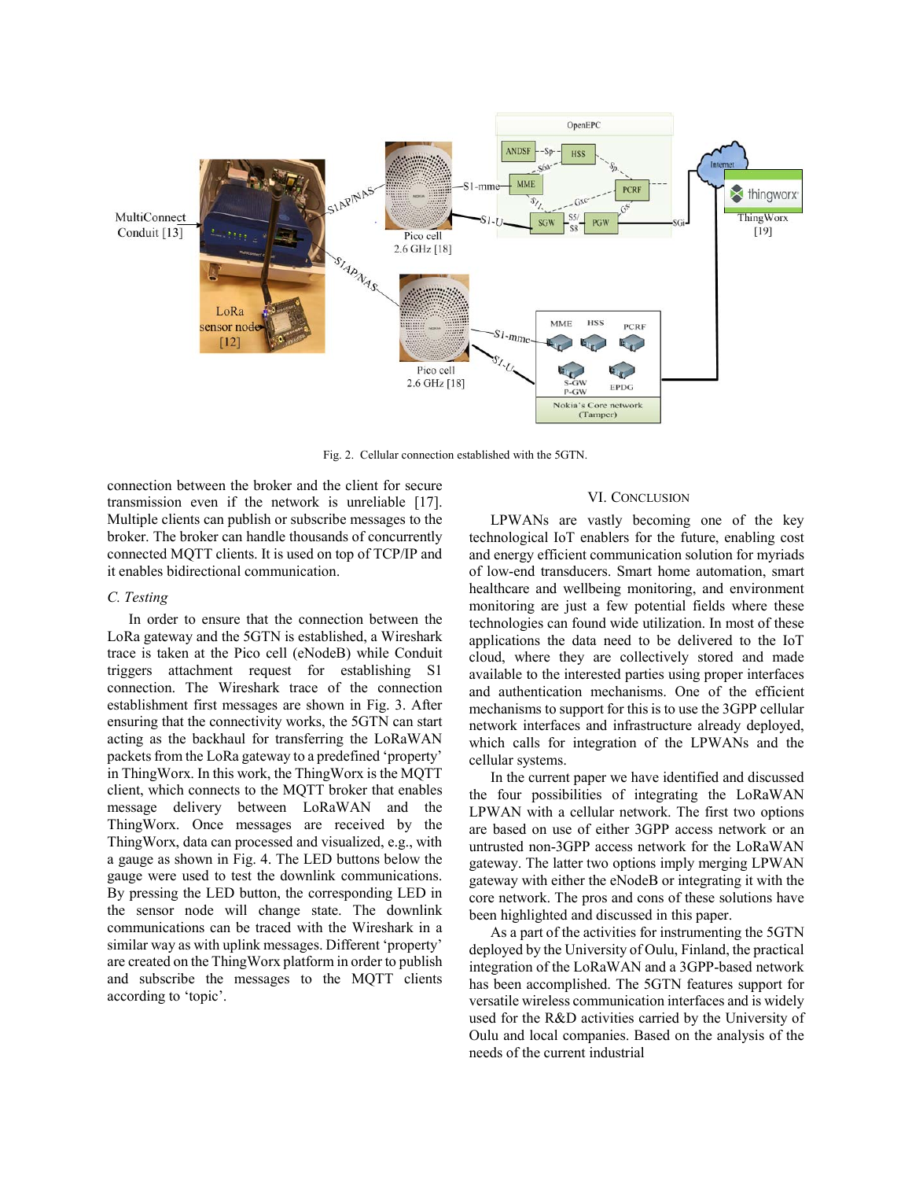MultiConnect Conduit [13]

LoRa sensor node [12]

S1AP/NAS

S1AP/NAS

Pico cell 2.6 GHz [18]

Pico cell 2.6 GHz [18]

S1-mme

S1-U

S1-mme

S1-U

OpenEPC

ANDSF

Sp

HSS

S6a

Sp

MME

PCRF

S11

Gxc

Gx

SGW

S5/S8

PGW

SGi

Internet

thingworx

ThingWorx [19]

MME HSS PCRF

S-GW P-GW

EPDG

Nokia's Core network (Tamper)

Fig. 2. Cellular connection established with the 5GTN.

connection between the broker and the client for secure transmission even if the network is unreliable [17]. Multiple clients can publish or subscribe messages to the broker. The broker can handle thousands of concurrently connected MQTT clients. It is used on top of TCP/IP and it enables bidirectional communication.

### *C. Testing*

In order to ensure that the connection between the LoRa gateway and the 5GTN is established, a Wireshark trace is taken at the Pico cell (eNodeB) while Conduit triggers attachment request for establishing S1 connection. The Wireshark trace of the connection establishment first messages are shown in Fig. 3. After ensuring that the connectivity works, the 5GTN can start acting as the backhaul for transferring the LoRaWAN packets from the LoRa gateway to a predefined 'property' in ThingWorx. In this work, the ThingWorx is the MQTT client, which connects to the MQTT broker that enables message delivery between LoRaWAN and the ThingWorx. Once messages are received by the ThingWorx, data can processed and visualized, e.g., with a gauge as shown in Fig. 4. The LED buttons below the gauge were used to test the downlink communications. By pressing the LED button, the corresponding LED in the sensor node will change state. The downlink communications can be traced with the Wireshark in a similar way as with uplink messages. Different 'property' are created on the ThingWorx platform in order to publish and subscribe the messages to the MQTT clients according to 'topic'.

## VI. Conclusion

LPWANs are vastly becoming one of the key technological IoT enablers for the future, enabling cost and energy efficient communication solution for myriads of low-end transducers. Smart home automation, smart healthcare and wellbeing monitoring, and environment monitoring are just a few potential fields where these technologies can found wide utilization. In most of these applications the data need to be delivered to the IoT cloud, where they are collectively stored and made available to the interested parties using proper interfaces and authentication mechanisms. One of the efficient mechanisms to support for this is to use the 3GPP cellular network interfaces and infrastructure already deployed, which calls for integration of the LPWANs and the cellular systems.

In the current paper we have identified and discussed the four possibilities of integrating the LoRaWAN LPWAN with a cellular network. The first two options are based on use of either 3GPP access network or an untrusted non-3GPP access network for the LoRaWAN gateway. The latter two options imply merging LPWAN gateway with either the eNodeB or integrating it with the core network. The pros and cons of these solutions have been highlighted and discussed in this paper.

As a part of the activities for instrumenting the 5GTN deployed by the University of Oulu, Finland, the practical integration of the LoRaWAN and a 3GPP-based network has been accomplished. The 5GTN features support for versatile wireless communication interfaces and is widely used for the R&D activities carried by the University of Oulu and local companies. Based on the analysis of the needs of the current industrial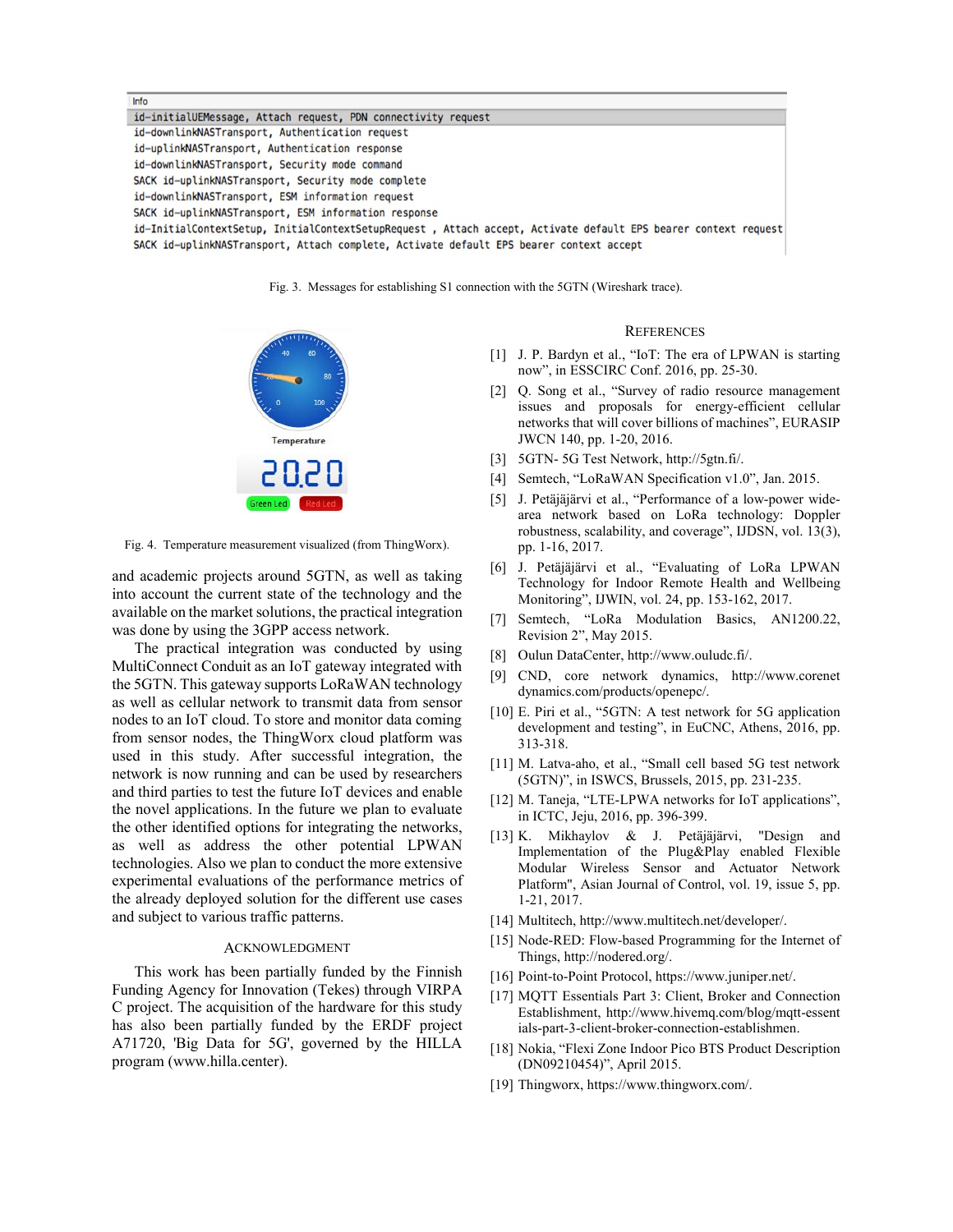```
Info
id-initialUEMessage, Attach request, PDN connectivity request
id-downlinkNASTransport, Authentication request
id-uplinkNASTransport, Authentication response
id-downlinkNASTransport, Security mode command
SACK id-uplinkNASTransport, Security mode complete
id-downlinkNASTransport, ESM information request
SACK id-uplinkNASTransport, ESM information response
id-InitialContextSetup, InitialContextSetupRequest , Attach accept, Activate default EPS bearer context request
SACK id-uplinkNASTransport, Attach complete, Activate default EPS bearer context accept
```

Fig. 3. Messages for establishing S1 connection with the 5GTN (Wireshark trace).

Temperature

20.20

Green Led

Red Led

Fig. 4. Temperature measurement visualized (from ThingWorx).

and academic projects around 5GTN, as well as taking into account the current state of the technology and the available on the market solutions, the practical integration was done by using the 3GPP access network.

The practical integration was conducted by using MultiConnect Conduit as an IoT gateway integrated with the 5GTN. This gateway supports LoRaWAN technology as well as cellular network to transmit data from sensor nodes to an IoT cloud. To store and monitor data coming from sensor nodes, the ThingWorx cloud platform was used in this study. After successful integration, the network is now running and can be used by researchers and third parties to test the future IoT devices and enable the novel applications. In the future we plan to evaluate the other identified options for integrating the networks, as well as address the other potential LPWAN technologies. Also we plan to conduct the more extensive experimental evaluations of the performance metrics of the already deployed solution for the different use cases and subject to various traffic patterns.

## Acknowledgment

This work has been partially funded by the Finnish Funding Agency for Innovation (Tekes) through VIRPA C project. The acquisition of the hardware for this study has also been partially funded by the ERDF project A71720, 'Big Data for 5G', governed by the HILLA program (www.hilla.center).

## References

[1] J. P. Bardyn et al., "IoT: The era of LPWAN is starting now", in ESSCIRC Conf. 2016, pp. 25-30.

[2] Q. Song et al., "Survey of radio resource management issues and proposals for energy-efficient cellular networks that will cover billions of machines", EURASIP JWCN 140, pp. 1-20, 2016.

[3] 5GTN- 5G Test Network, http://5gtn.fi/.

[4] Semtech, "LoRaWAN Specification v1.0", Jan. 2015.

[5] J. Petäjäjärvi et al., "Performance of a low-power wide-area network based on LoRa technology: Doppler robustness, scalability, and coverage", IJDSN, vol. 13(3), pp. 1-16, 2017.

[6] J. Petäjäjärvi et al., "Evaluating of LoRa LPWAN Technology for Indoor Remote Health and Wellbeing Monitoring", IJWIN, vol. 24, pp. 153-162, 2017.

[7] Semtech, "LoRa Modulation Basics, AN1200.22, Revision 2", May 2015.

[8] Oulun DataCenter, http://www.ouludc.fi/.

[9] CND, core network dynamics, http://www.corenetdynamics.com/products/openepc/.

[10] E. Piri et al., "5GTN: A test network for 5G application development and testing", in EuCNC, Athens, 2016, pp. 313-318.

[11] M. Latva-aho, et al., "Small cell based 5G test network (5GTN)", in ISWCS, Brussels, 2015, pp. 231-235.

[12] M. Taneja, "LTE-LPWA networks for IoT applications", in ICTC, Jeju, 2016, pp. 396-399.

[13] K. Mikhaylov & J. Petäjäjärvi, "Design and Implementation of the Plug&Play enabled Flexible Modular Wireless Sensor and Actuator Network Platform", Asian Journal of Control, vol. 19, issue 5, pp. 1-21, 2017.

[14] Multitech, http://www.multitech.net/developer/.

[15] Node-RED: Flow-based Programming for the Internet of Things, http://nodered.org/.

[16] Point-to-Point Protocol, https://www.juniper.net/.

[17] MQTT Essentials Part 3: Client, Broker and Connection Establishment, http://www.hivemq.com/blog/mqtt-essentials-part-3-client-broker-connection-establishmen.

[18] Nokia, "Flexi Zone Indoor Pico BTS Product Description (DN09210454)", April 2015.

[19] Thingworx, https://www.thingworx.com/.